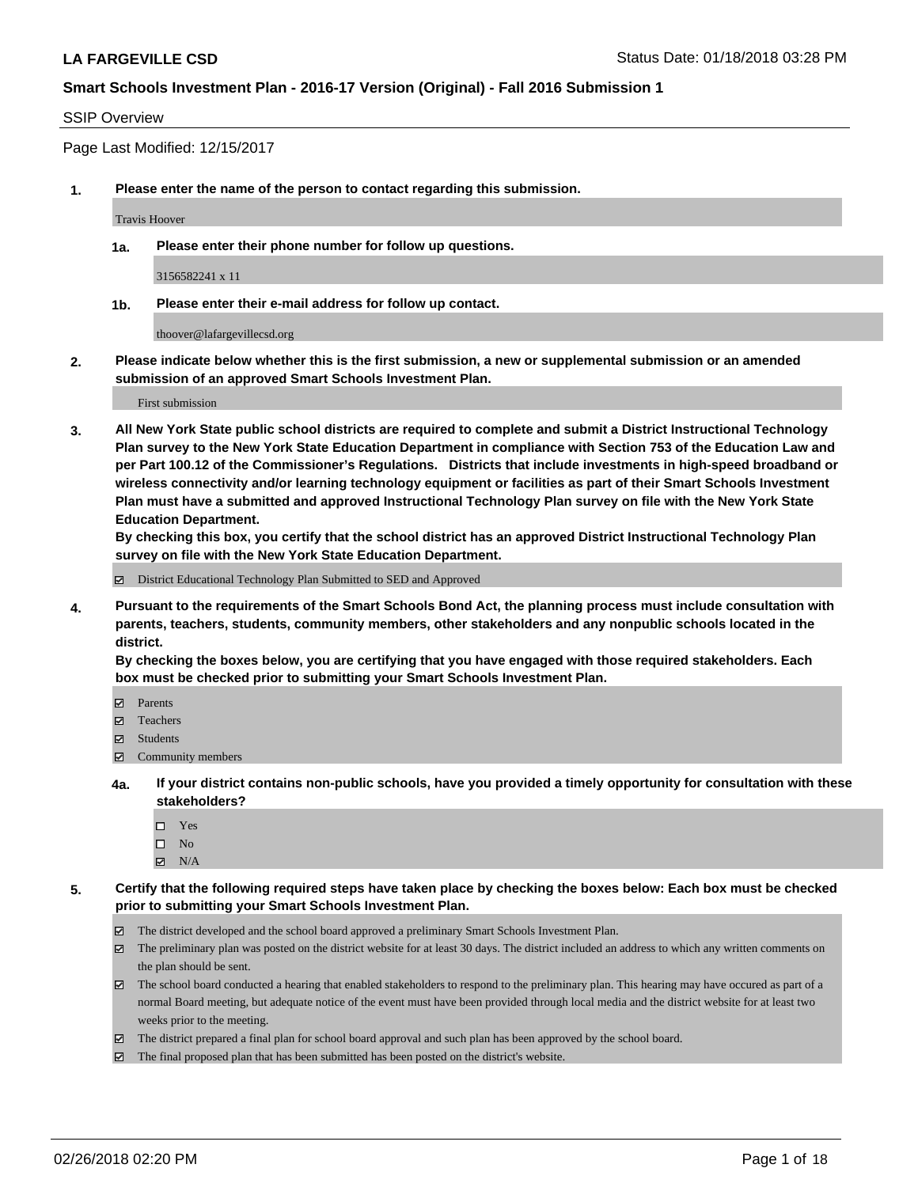**LA FARGEVILLE CSD** Status Date: 01/18/2018 03:28 PM

**Smart Schools Investment Plan - 2016-17 Version (Original) - Fall 2016 Submission 1**

SSIP Overview

Page Last Modified: 12/15/2017

**1. Please enter the name of the person to contact regarding this submission.**

Travis Hoover

**1a. Please enter their phone number for follow up questions.**

3156582241 x 11

**1b. Please enter their e-mail address for follow up contact.**

thoover@lafargevillecsd.org

**2. Please indicate below whether this is the first submission, a new or supplemental submission or an amended submission of an approved Smart Schools Investment Plan.**

First submission

**3. All New York State public school districts are required to complete and submit a District Instructional Technology Plan survey to the New York State Education Department in compliance with Section 753 of the Education Law and per Part 100.12 of the Commissioner's Regulations. Districts that include investments in high-speed broadband or wireless connectivity and/or learning technology equipment or facilities as part of their Smart Schools Investment Plan must have a submitted and approved Instructional Technology Plan survey on file with the New York State Education Department.**
**By checking this box, you certify that the school district has an approved District Instructional Technology Plan survey on file with the New York State Education Department.**

☑ District Educational Technology Plan Submitted to SED and Approved

**4. Pursuant to the requirements of the Smart Schools Bond Act, the planning process must include consultation with parents, teachers, students, community members, other stakeholders and any nonpublic schools located in the district.**
**By checking the boxes below, you are certifying that you have engaged with those required stakeholders. Each box must be checked prior to submitting your Smart Schools Investment Plan.**

☑ Parents
☑ Teachers
☑ Students
☑ Community members

**4a. If your district contains non-public schools, have you provided a timely opportunity for consultation with these stakeholders?**

☐ Yes
☐ No
☑ N/A

**5. Certify that the following required steps have taken place by checking the boxes below: Each box must be checked prior to submitting your Smart Schools Investment Plan.**

☑ The district developed and the school board approved a preliminary Smart Schools Investment Plan.
☑ The preliminary plan was posted on the district website for at least 30 days. The district included an address to which any written comments on the plan should be sent.
☑ The school board conducted a hearing that enabled stakeholders to respond to the preliminary plan. This hearing may have occured as part of a normal Board meeting, but adequate notice of the event must have been provided through local media and the district website for at least two weeks prior to the meeting.
☑ The district prepared a final plan for school board approval and such plan has been approved by the school board.
☑ The final proposed plan that has been submitted has been posted on the district's website.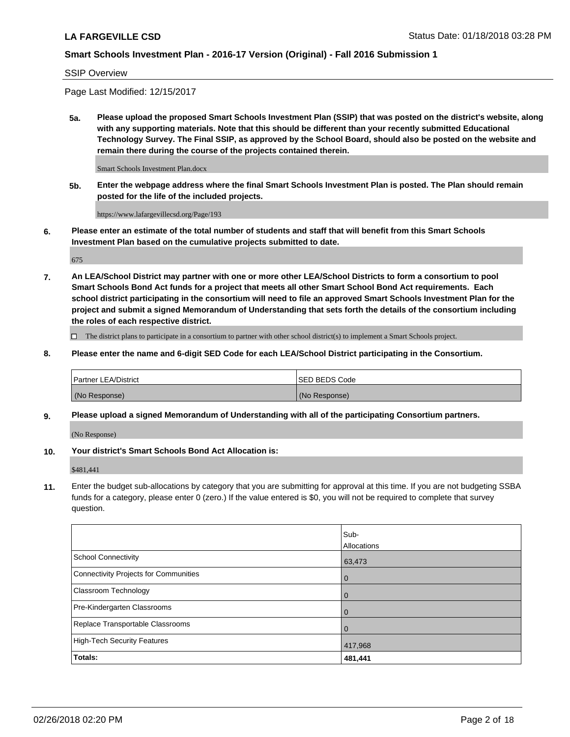## SSIP Overview

Page Last Modified: 12/15/2017

**5a. Please upload the proposed Smart Schools Investment Plan (SSIP) that was posted on the district's website, along with any supporting materials. Note that this should be different than your recently submitted Educational Technology Survey. The Final SSIP, as approved by the School Board, should also be posted on the website and remain there during the course of the projects contained therein.**

Smart Schools Investment Plan.docx

**5b. Enter the webpage address where the final Smart Schools Investment Plan is posted. The Plan should remain posted for the life of the included projects.**

https://www.lafargevillecsd.org/Page/193

**6. Please enter an estimate of the total number of students and staff that will benefit from this Smart Schools Investment Plan based on the cumulative projects submitted to date.**

675

**7. An LEA/School District may partner with one or more other LEA/School Districts to form a consortium to pool Smart Schools Bond Act funds for a project that meets all other Smart School Bond Act requirements. Each school district participating in the consortium will need to file an approved Smart Schools Investment Plan for the project and submit a signed Memorandum of Understanding that sets forth the details of the consortium including the roles of each respective district.**

☐ The district plans to participate in a consortium to partner with other school district(s) to implement a Smart Schools project.

**8. Please enter the name and 6-digit SED Code for each LEA/School District participating in the Consortium.**

| Partner LEA/District | SED BEDS Code |
|---|---|
| (No Response) | (No Response) |

**9. Please upload a signed Memorandum of Understanding with all of the participating Consortium partners.**

(No Response)

**10. Your district's Smart Schools Bond Act Allocation is:**

$481,441

**11.** Enter the budget sub-allocations by category that you are submitting for approval at this time. If you are not budgeting SSBA funds for a category, please enter 0 (zero.) If the value entered is $0, you will not be required to complete that survey question.

| | Sub-Allocations |
|---|---|
| School Connectivity | 63,473 |
| Connectivity Projects for Communities | 0 |
| Classroom Technology | 0 |
| Pre-Kindergarten Classrooms | 0 |
| Replace Transportable Classrooms | 0 |
| High-Tech Security Features | 417,968 |
| **Totals:** | **481,441** |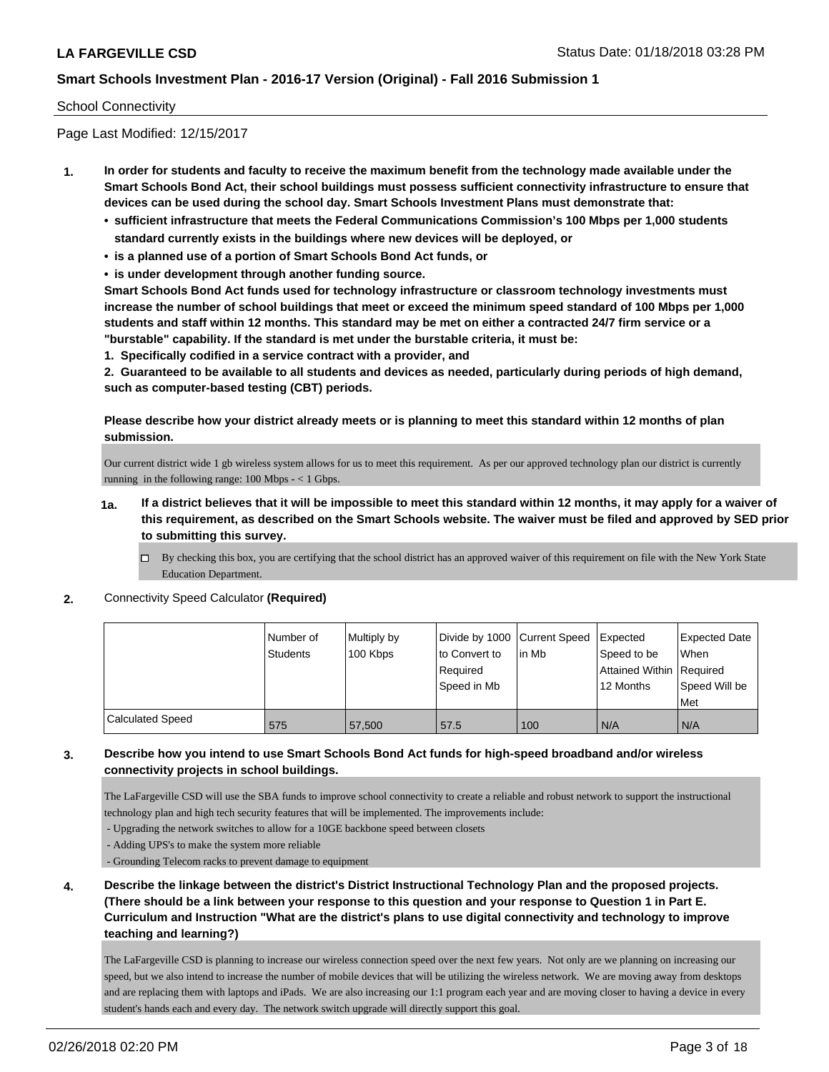School Connectivity

Page Last Modified: 12/15/2017

**1. In order for students and faculty to receive the maximum benefit from the technology made available under the Smart Schools Bond Act, their school buildings must possess sufficient connectivity infrastructure to ensure that devices can be used during the school day. Smart Schools Investment Plans must demonstrate that:**

- **sufficient infrastructure that meets the Federal Communications Commission's 100 Mbps per 1,000 students standard currently exists in the buildings where new devices will be deployed, or**
- **is a planned use of a portion of Smart Schools Bond Act funds, or**
- **is under development through another funding source.**

**Smart Schools Bond Act funds used for technology infrastructure or classroom technology investments must increase the number of school buildings that meet or exceed the minimum speed standard of 100 Mbps per 1,000 students and staff within 12 months. This standard may be met on either a contracted 24/7 firm service or a "burstable" capability. If the standard is met under the burstable criteria, it must be:**

**1. Specifically codified in a service contract with a provider, and**

**2. Guaranteed to be available to all students and devices as needed, particularly during periods of high demand, such as computer-based testing (CBT) periods.**

**Please describe how your district already meets or is planning to meet this standard within 12 months of plan submission.**

Our current district wide 1 gb wireless system allows for us to meet this requirement. As per our approved technology plan our district is currently running in the following range: 100 Mbps - < 1 Gbps.

**1a. If a district believes that it will be impossible to meet this standard within 12 months, it may apply for a waiver of this requirement, as described on the Smart Schools website. The waiver must be filed and approved by SED prior to submitting this survey.**

☐ By checking this box, you are certifying that the school district has an approved waiver of this requirement on file with the New York State Education Department.

**2.** Connectivity Speed Calculator **(Required)**

| | Number of Students | Multiply by 100 Kbps | Divide by 1000 to Convert to Required Speed in Mb | Current Speed in Mb | Expected Speed to be Attained Within 12 Months | Expected Date When Required Speed Will be Met |
|---|---|---|---|---|---|---|
| Calculated Speed | 575 | 57,500 | 57.5 | 100 | N/A | N/A |

**3. Describe how you intend to use Smart Schools Bond Act funds for high-speed broadband and/or wireless connectivity projects in school buildings.**

The LaFargeville CSD will use the SBA funds to improve school connectivity to create a reliable and robust network to support the instructional technology plan and high tech security features that will be implemented. The improvements include:

- Upgrading the network switches to allow for a 10GE backbone speed between closets
- Adding UPS's to make the system more reliable
- Grounding Telecom racks to prevent damage to equipment

**4. Describe the linkage between the district's District Instructional Technology Plan and the proposed projects. (There should be a link between your response to this question and your response to Question 1 in Part E. Curriculum and Instruction "What are the district's plans to use digital connectivity and technology to improve teaching and learning?)**

The LaFargeville CSD is planning to increase our wireless connection speed over the next few years. Not only are we planning on increasing our speed, but we also intend to increase the number of mobile devices that will be utilizing the wireless network. We are moving away from desktops and are replacing them with laptops and iPads. We are also increasing our 1:1 program each year and are moving closer to having a device in every student's hands each and every day. The network switch upgrade will directly support this goal.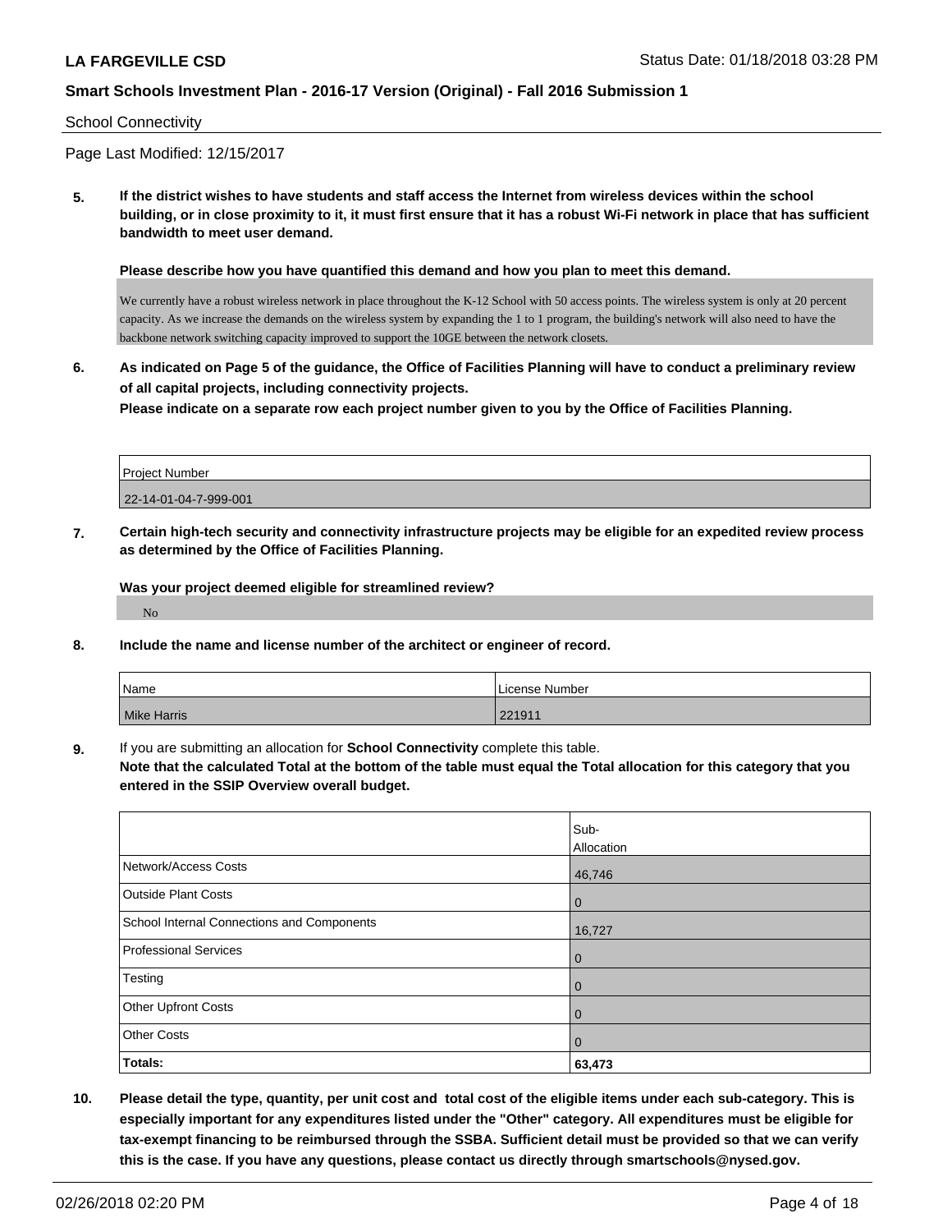School Connectivity

Page Last Modified: 12/15/2017

**5. If the district wishes to have students and staff access the Internet from wireless devices within the school building, or in close proximity to it, it must first ensure that it has a robust Wi-Fi network in place that has sufficient bandwidth to meet user demand.**

**Please describe how you have quantified this demand and how you plan to meet this demand.**

We currently have a robust wireless network in place throughout the K-12 School with 50 access points. The wireless system is only at 20 percent capacity. As we increase the demands on the wireless system by expanding the 1 to 1 program, the building's network will also need to have the backbone network switching capacity improved to support the 10GE between the network closets.

**6. As indicated on Page 5 of the guidance, the Office of Facilities Planning will have to conduct a preliminary review of all capital projects, including connectivity projects.**
**Please indicate on a separate row each project number given to you by the Office of Facilities Planning.**

| Project Number |
|---|
| 22-14-01-04-7-999-001 |

**7. Certain high-tech security and connectivity infrastructure projects may be eligible for an expedited review process as determined by the Office of Facilities Planning.**

**Was your project deemed eligible for streamlined review?**

No

**8. Include the name and license number of the architect or engineer of record.**

| Name | License Number |
|---|---|
| Mike Harris | 221911 |

**9.** If you are submitting an allocation for **School Connectivity** complete this table.
**Note that the calculated Total at the bottom of the table must equal the Total allocation for this category that you entered in the SSIP Overview overall budget.**

| | Sub-Allocation |
|---|---|
| Network/Access Costs | 46,746 |
| Outside Plant Costs | 0 |
| School Internal Connections and Components | 16,727 |
| Professional Services | 0 |
| Testing | 0 |
| Other Upfront Costs | 0 |
| Other Costs | 0 |
| **Totals:** | **63,473** |

**10. Please detail the type, quantity, per unit cost and total cost of the eligible items under each sub-category. This is especially important for any expenditures listed under the "Other" category. All expenditures must be eligible for tax-exempt financing to be reimbursed through the SSBA. Sufficient detail must be provided so that we can verify this is the case. If you have any questions, please contact us directly through smartschools@nysed.gov.**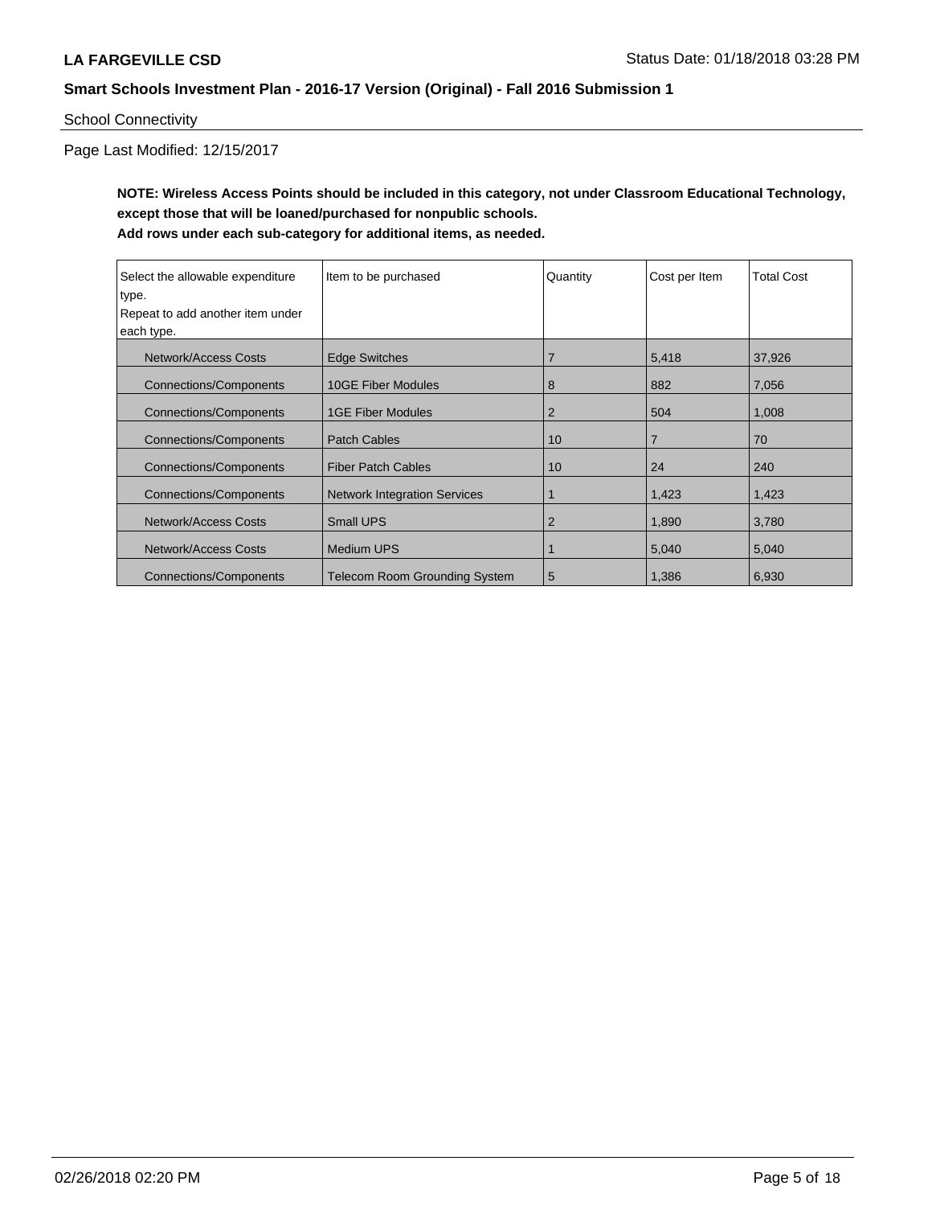School Connectivity

Page Last Modified: 12/15/2017

**NOTE: Wireless Access Points should be included in this category, not under Classroom Educational Technology, except those that will be loaned/purchased for nonpublic schools.**
**Add rows under each sub-category for additional items, as needed.**

| Select the allowable expenditure type. Repeat to add another item under each type. | Item to be purchased | Quantity | Cost per Item | Total Cost |
|---|---|---|---|---|
| Network/Access Costs | Edge Switches | 7 | 5,418 | 37,926 |
| Connections/Components | 10GE Fiber Modules | 8 | 882 | 7,056 |
| Connections/Components | 1GE Fiber Modules | 2 | 504 | 1,008 |
| Connections/Components | Patch Cables | 10 | 7 | 70 |
| Connections/Components | Fiber Patch Cables | 10 | 24 | 240 |
| Connections/Components | Network Integration Services | 1 | 1,423 | 1,423 |
| Network/Access Costs | Small UPS | 2 | 1,890 | 3,780 |
| Network/Access Costs | Medium UPS | 1 | 5,040 | 5,040 |
| Connections/Components | Telecom Room Grounding System | 5 | 1,386 | 6,930 |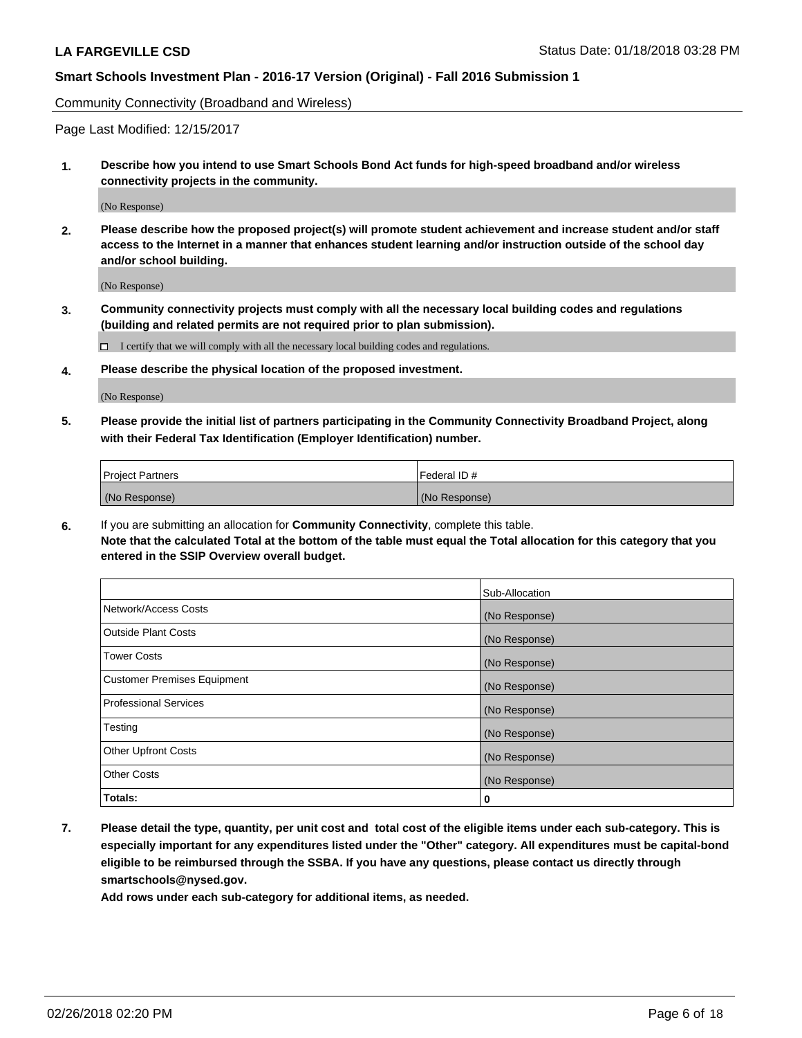Community Connectivity (Broadband and Wireless)

Page Last Modified: 12/15/2017

**1. Describe how you intend to use Smart Schools Bond Act funds for high-speed broadband and/or wireless connectivity projects in the community.**

(No Response)

**2. Please describe how the proposed project(s) will promote student achievement and increase student and/or staff access to the Internet in a manner that enhances student learning and/or instruction outside of the school day and/or school building.**

(No Response)

**3. Community connectivity projects must comply with all the necessary local building codes and regulations (building and related permits are not required prior to plan submission).**

☐ I certify that we will comply with all the necessary local building codes and regulations.

**4. Please describe the physical location of the proposed investment.**

(No Response)

**5. Please provide the initial list of partners participating in the Community Connectivity Broadband Project, along with their Federal Tax Identification (Employer Identification) number.**

| Project Partners | Federal ID # |
|---|---|
| (No Response) | (No Response) |

**6.** If you are submitting an allocation for **Community Connectivity**, complete this table.
**Note that the calculated Total at the bottom of the table must equal the Total allocation for this category that you entered in the SSIP Overview overall budget.**

| | Sub-Allocation |
|---|---|
| Network/Access Costs | (No Response) |
| Outside Plant Costs | (No Response) |
| Tower Costs | (No Response) |
| Customer Premises Equipment | (No Response) |
| Professional Services | (No Response) |
| Testing | (No Response) |
| Other Upfront Costs | (No Response) |
| Other Costs | (No Response) |
| **Totals:** | **0** |

**7. Please detail the type, quantity, per unit cost and total cost of the eligible items under each sub-category. This is especially important for any expenditures listed under the "Other" category. All expenditures must be capital-bond eligible to be reimbursed through the SSBA. If you have any questions, please contact us directly through smartschools@nysed.gov.**

**Add rows under each sub-category for additional items, as needed.**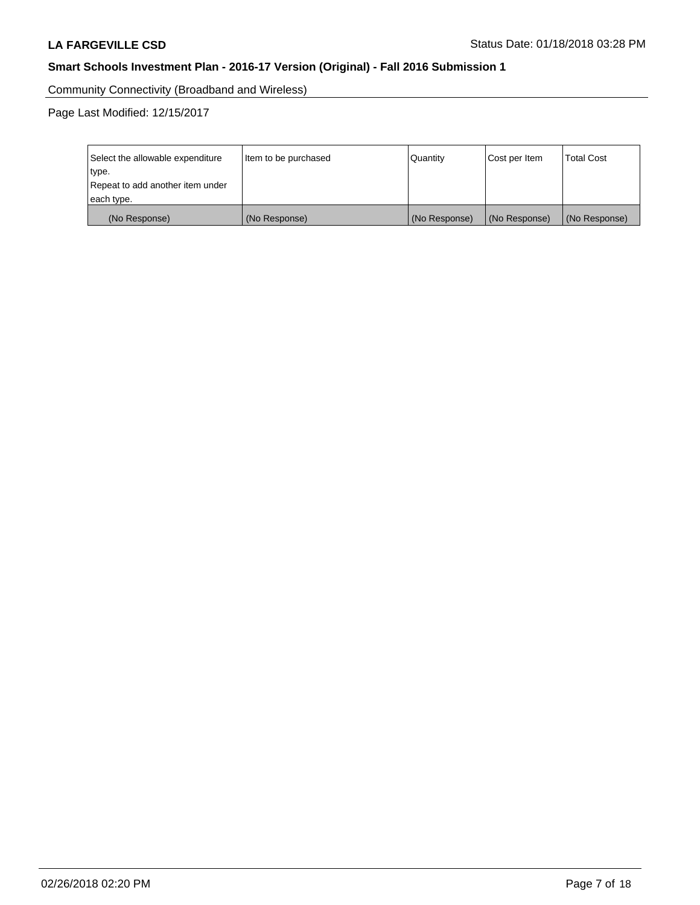Community Connectivity (Broadband and Wireless)

Page Last Modified: 12/15/2017

| Select the allowable expenditure type. Repeat to add another item under each type. | Item to be purchased | Quantity | Cost per Item | Total Cost |
|---|---|---|---|---|
| (No Response) | (No Response) | (No Response) | (No Response) | (No Response) |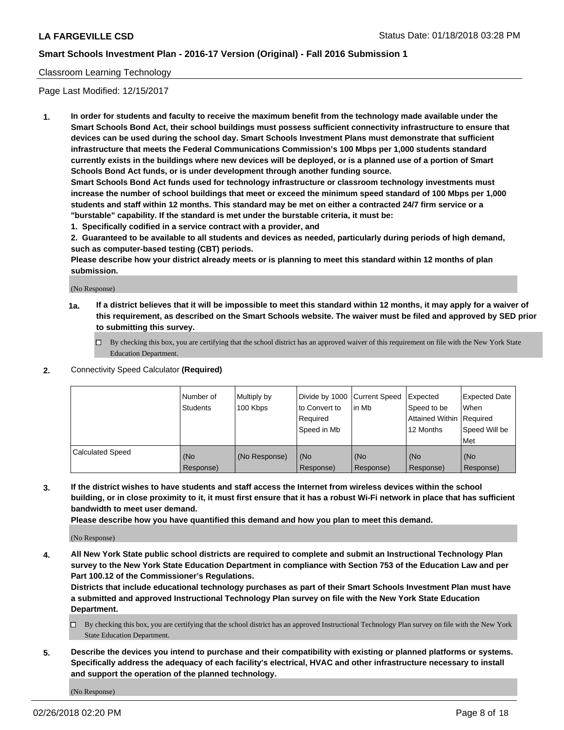Classroom Learning Technology

Page Last Modified: 12/15/2017

**1. In order for students and faculty to receive the maximum benefit from the technology made available under the Smart Schools Bond Act, their school buildings must possess sufficient connectivity infrastructure to ensure that devices can be used during the school day. Smart Schools Investment Plans must demonstrate that sufficient infrastructure that meets the Federal Communications Commission's 100 Mbps per 1,000 students standard currently exists in the buildings where new devices will be deployed, or is a planned use of a portion of Smart Schools Bond Act funds, or is under development through another funding source.**

**Smart Schools Bond Act funds used for technology infrastructure or classroom technology investments must increase the number of school buildings that meet or exceed the minimum speed standard of 100 Mbps per 1,000 students and staff within 12 months. This standard may be met on either a contracted 24/7 firm service or a "burstable" capability. If the standard is met under the burstable criteria, it must be:**

**1. Specifically codified in a service contract with a provider, and**

**2. Guaranteed to be available to all students and devices as needed, particularly during periods of high demand, such as computer-based testing (CBT) periods.**

**Please describe how your district already meets or is planning to meet this standard within 12 months of plan submission.**

(No Response)

**1a. If a district believes that it will be impossible to meet this standard within 12 months, it may apply for a waiver of this requirement, as described on the Smart Schools website. The waiver must be filed and approved by SED prior to submitting this survey.**

☐ By checking this box, you are certifying that the school district has an approved waiver of this requirement on file with the New York State Education Department.

**2.** Connectivity Speed Calculator **(Required)**

| | Number of Students | Multiply by 100 Kbps | Divide by 1000 to Convert to Required Speed in Mb | Current Speed in Mb | Expected Speed to be Attained Within 12 Months | Expected Date When Required Speed Will be Met |
|---|---|---|---|---|---|---|
| Calculated Speed | (No Response) | (No Response) | (No Response) | (No Response) | (No Response) | (No Response) |

**3. If the district wishes to have students and staff access the Internet from wireless devices within the school building, or in close proximity to it, it must first ensure that it has a robust Wi-Fi network in place that has sufficient bandwidth to meet user demand.**

**Please describe how you have quantified this demand and how you plan to meet this demand.**

(No Response)

**4. All New York State public school districts are required to complete and submit an Instructional Technology Plan survey to the New York State Education Department in compliance with Section 753 of the Education Law and per Part 100.12 of the Commissioner's Regulations.**

**Districts that include educational technology purchases as part of their Smart Schools Investment Plan must have a submitted and approved Instructional Technology Plan survey on file with the New York State Education Department.**

☐ By checking this box, you are certifying that the school district has an approved Instructional Technology Plan survey on file with the New York State Education Department.

**5. Describe the devices you intend to purchase and their compatibility with existing or planned platforms or systems. Specifically address the adequacy of each facility's electrical, HVAC and other infrastructure necessary to install and support the operation of the planned technology.**

(No Response)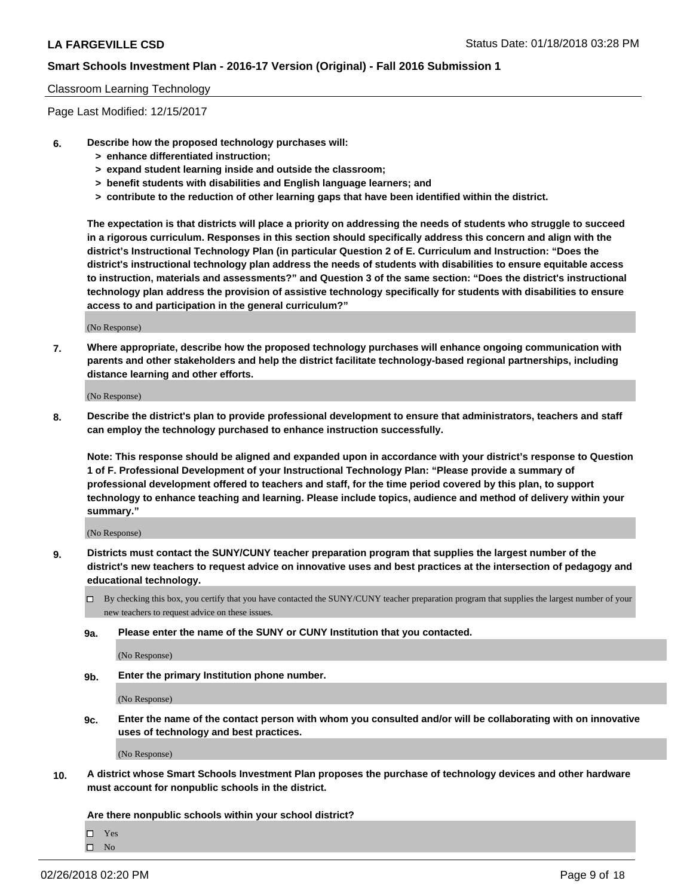Classroom Learning Technology

Page Last Modified: 12/15/2017

**6. Describe how the proposed technology purchases will:**
- **> enhance differentiated instruction;**
- **> expand student learning inside and outside the classroom;**
- **> benefit students with disabilities and English language learners; and**
- **> contribute to the reduction of other learning gaps that have been identified within the district.**

**The expectation is that districts will place a priority on addressing the needs of students who struggle to succeed in a rigorous curriculum. Responses in this section should specifically address this concern and align with the district's Instructional Technology Plan (in particular Question 2 of E. Curriculum and Instruction: "Does the district's instructional technology plan address the needs of students with disabilities to ensure equitable access to instruction, materials and assessments?" and Question 3 of the same section: "Does the district's instructional technology plan address the provision of assistive technology specifically for students with disabilities to ensure access to and participation in the general curriculum?"**

(No Response)

**7. Where appropriate, describe how the proposed technology purchases will enhance ongoing communication with parents and other stakeholders and help the district facilitate technology-based regional partnerships, including distance learning and other efforts.**

(No Response)

**8. Describe the district's plan to provide professional development to ensure that administrators, teachers and staff can employ the technology purchased to enhance instruction successfully.**

**Note: This response should be aligned and expanded upon in accordance with your district's response to Question 1 of F. Professional Development of your Instructional Technology Plan: "Please provide a summary of professional development offered to teachers and staff, for the time period covered by this plan, to support technology to enhance teaching and learning. Please include topics, audience and method of delivery within your summary."**

(No Response)

**9. Districts must contact the SUNY/CUNY teacher preparation program that supplies the largest number of the district's new teachers to request advice on innovative uses and best practices at the intersection of pedagogy and educational technology.**

☐ By checking this box, you certify that you have contacted the SUNY/CUNY teacher preparation program that supplies the largest number of your new teachers to request advice on these issues.

**9a. Please enter the name of the SUNY or CUNY Institution that you contacted.**

(No Response)

**9b. Enter the primary Institution phone number.**

(No Response)

**9c. Enter the name of the contact person with whom you consulted and/or will be collaborating with on innovative uses of technology and best practices.**

(No Response)

**10. A district whose Smart Schools Investment Plan proposes the purchase of technology devices and other hardware must account for nonpublic schools in the district.**

**Are there nonpublic schools within your school district?**

☐ Yes
☐ No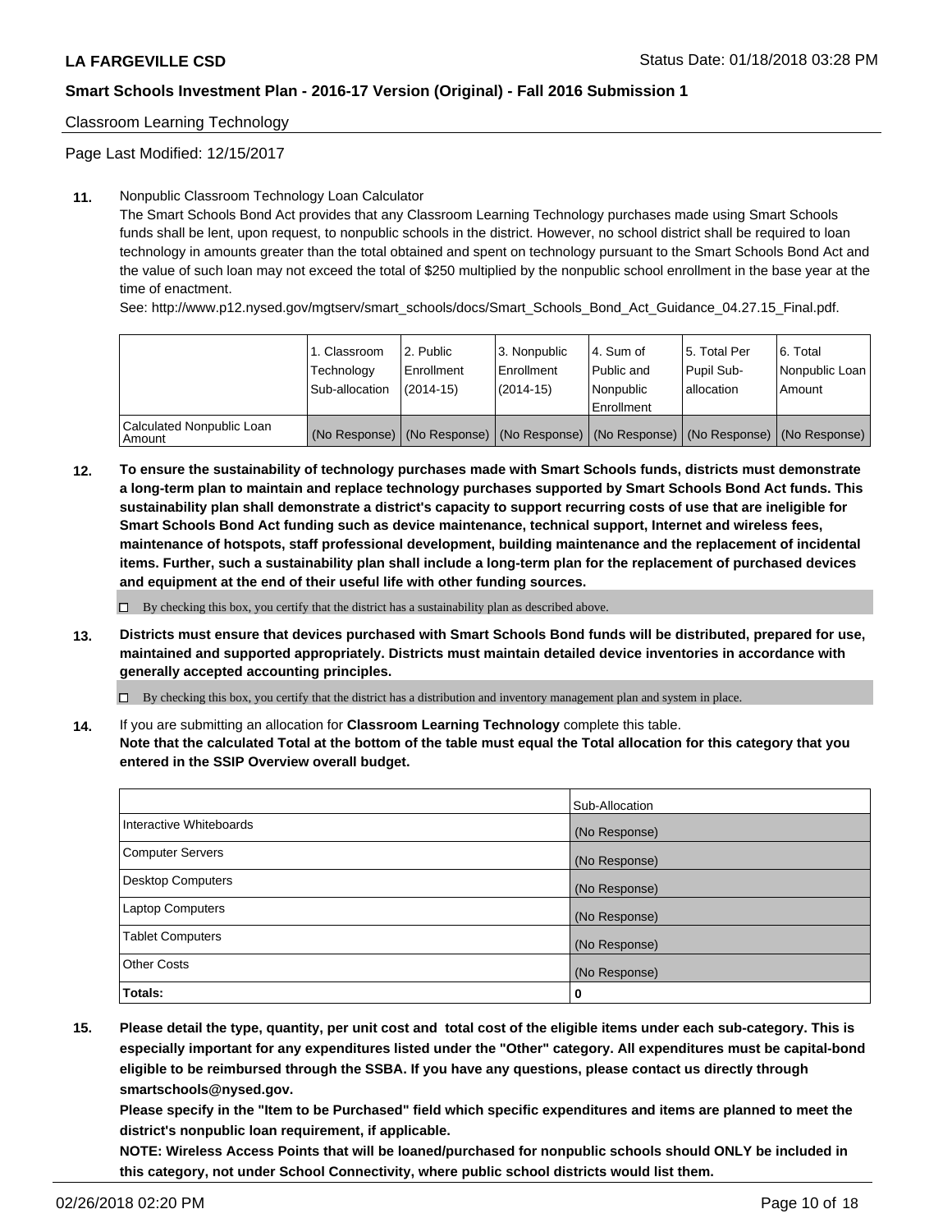Classroom Learning Technology

Page Last Modified: 12/15/2017

**11.** Nonpublic Classroom Technology Loan Calculator

The Smart Schools Bond Act provides that any Classroom Learning Technology purchases made using Smart Schools funds shall be lent, upon request, to nonpublic schools in the district. However, no school district shall be required to loan technology in amounts greater than the total obtained and spent on technology pursuant to the Smart Schools Bond Act and the value of such loan may not exceed the total of $250 multiplied by the nonpublic school enrollment in the base year at the time of enactment.

See: http://www.p12.nysed.gov/mgtserv/smart_schools/docs/Smart_Schools_Bond_Act_Guidance_04.27.15_Final.pdf.

| | 1. Classroom Technology Sub-allocation | 2. Public Enrollment (2014-15) | 3. Nonpublic Enrollment (2014-15) | 4. Sum of Public and Nonpublic Enrollment | 5. Total Per Pupil Sub-allocation | 6. Total Nonpublic Loan Amount |
|---|---|---|---|---|---|---|
| Calculated Nonpublic Loan Amount | (No Response) | (No Response) | (No Response) | (No Response) | (No Response) | (No Response) |

**12.** **To ensure the sustainability of technology purchases made with Smart Schools funds, districts must demonstrate a long-term plan to maintain and replace technology purchases supported by Smart Schools Bond Act funds. This sustainability plan shall demonstrate a district's capacity to support recurring costs of use that are ineligible for Smart Schools Bond Act funding such as device maintenance, technical support, Internet and wireless fees, maintenance of hotspots, staff professional development, building maintenance and the replacement of incidental items. Further, such a sustainability plan shall include a long-term plan for the replacement of purchased devices and equipment at the end of their useful life with other funding sources.**

☐ By checking this box, you certify that the district has a sustainability plan as described above.

**13.** **Districts must ensure that devices purchased with Smart Schools Bond funds will be distributed, prepared for use, maintained and supported appropriately. Districts must maintain detailed device inventories in accordance with generally accepted accounting principles.**

☐ By checking this box, you certify that the district has a distribution and inventory management plan and system in place.

**14.** If you are submitting an allocation for **Classroom Learning Technology** complete this table.
**Note that the calculated Total at the bottom of the table must equal the Total allocation for this category that you entered in the SSIP Overview overall budget.**

| | Sub-Allocation |
|---|---|
| Interactive Whiteboards | (No Response) |
| Computer Servers | (No Response) |
| Desktop Computers | (No Response) |
| Laptop Computers | (No Response) |
| Tablet Computers | (No Response) |
| Other Costs | (No Response) |
| **Totals:** | **0** |

**15.** **Please detail the type, quantity, per unit cost and total cost of the eligible items under each sub-category. This is especially important for any expenditures listed under the "Other" category. All expenditures must be capital-bond eligible to be reimbursed through the SSBA. If you have any questions, please contact us directly through smartschools@nysed.gov.**

**Please specify in the "Item to be Purchased" field which specific expenditures and items are planned to meet the district's nonpublic loan requirement, if applicable.**

**NOTE: Wireless Access Points that will be loaned/purchased for nonpublic schools should ONLY be included in this category, not under School Connectivity, where public school districts would list them.**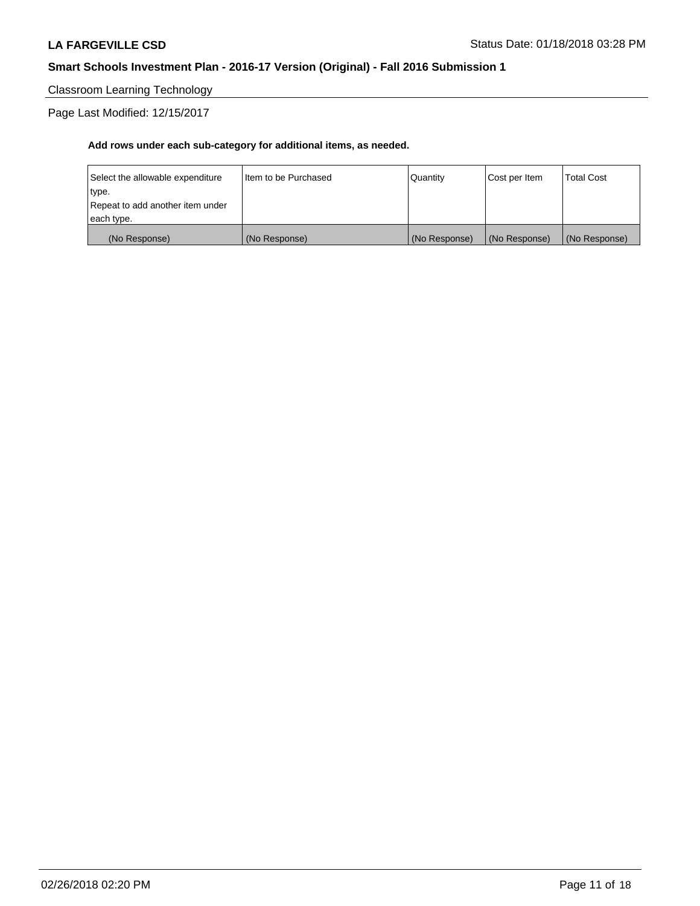Classroom Learning Technology

Page Last Modified: 12/15/2017

**Add rows under each sub-category for additional items, as needed.**

| Select the allowable expenditure type. Repeat to add another item under each type. | Item to be Purchased | Quantity | Cost per Item | Total Cost |
|---|---|---|---|---|
| (No Response) | (No Response) | (No Response) | (No Response) | (No Response) |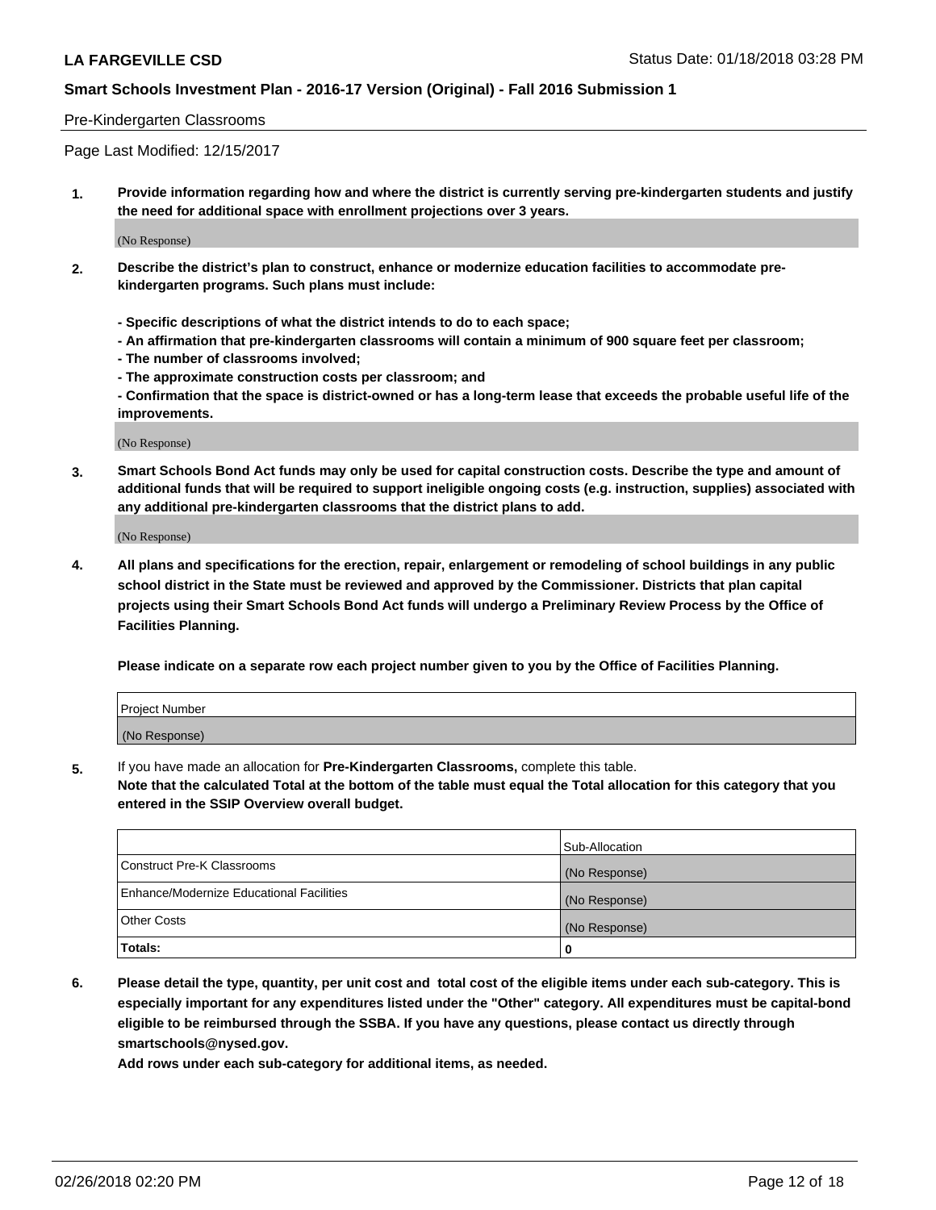Pre-Kindergarten Classrooms

Page Last Modified: 12/15/2017

**1. Provide information regarding how and where the district is currently serving pre-kindergarten students and justify the need for additional space with enrollment projections over 3 years.**

(No Response)

**2. Describe the district's plan to construct, enhance or modernize education facilities to accommodate pre-kindergarten programs. Such plans must include:**

**- Specific descriptions of what the district intends to do to each space;**
**- An affirmation that pre-kindergarten classrooms will contain a minimum of 900 square feet per classroom;**
**- The number of classrooms involved;**
**- The approximate construction costs per classroom; and**
**- Confirmation that the space is district-owned or has a long-term lease that exceeds the probable useful life of the improvements.**

(No Response)

**3. Smart Schools Bond Act funds may only be used for capital construction costs. Describe the type and amount of additional funds that will be required to support ineligible ongoing costs (e.g. instruction, supplies) associated with any additional pre-kindergarten classrooms that the district plans to add.**

(No Response)

**4. All plans and specifications for the erection, repair, enlargement or remodeling of school buildings in any public school district in the State must be reviewed and approved by the Commissioner. Districts that plan capital projects using their Smart Schools Bond Act funds will undergo a Preliminary Review Process by the Office of Facilities Planning.**

**Please indicate on a separate row each project number given to you by the Office of Facilities Planning.**

| Project Number |
|---|
| (No Response) |

5. If you have made an allocation for **Pre-Kindergarten Classrooms,** complete this table.
**Note that the calculated Total at the bottom of the table must equal the Total allocation for this category that you entered in the SSIP Overview overall budget.**

| | Sub-Allocation |
|---|---|
| Construct Pre-K Classrooms | (No Response) |
| Enhance/Modernize Educational Facilities | (No Response) |
| Other Costs | (No Response) |
| **Totals:** | **0** |

**6. Please detail the type, quantity, per unit cost and total cost of the eligible items under each sub-category. This is especially important for any expenditures listed under the "Other" category. All expenditures must be capital-bond eligible to be reimbursed through the SSBA. If you have any questions, please contact us directly through smartschools@nysed.gov.**

**Add rows under each sub-category for additional items, as needed.**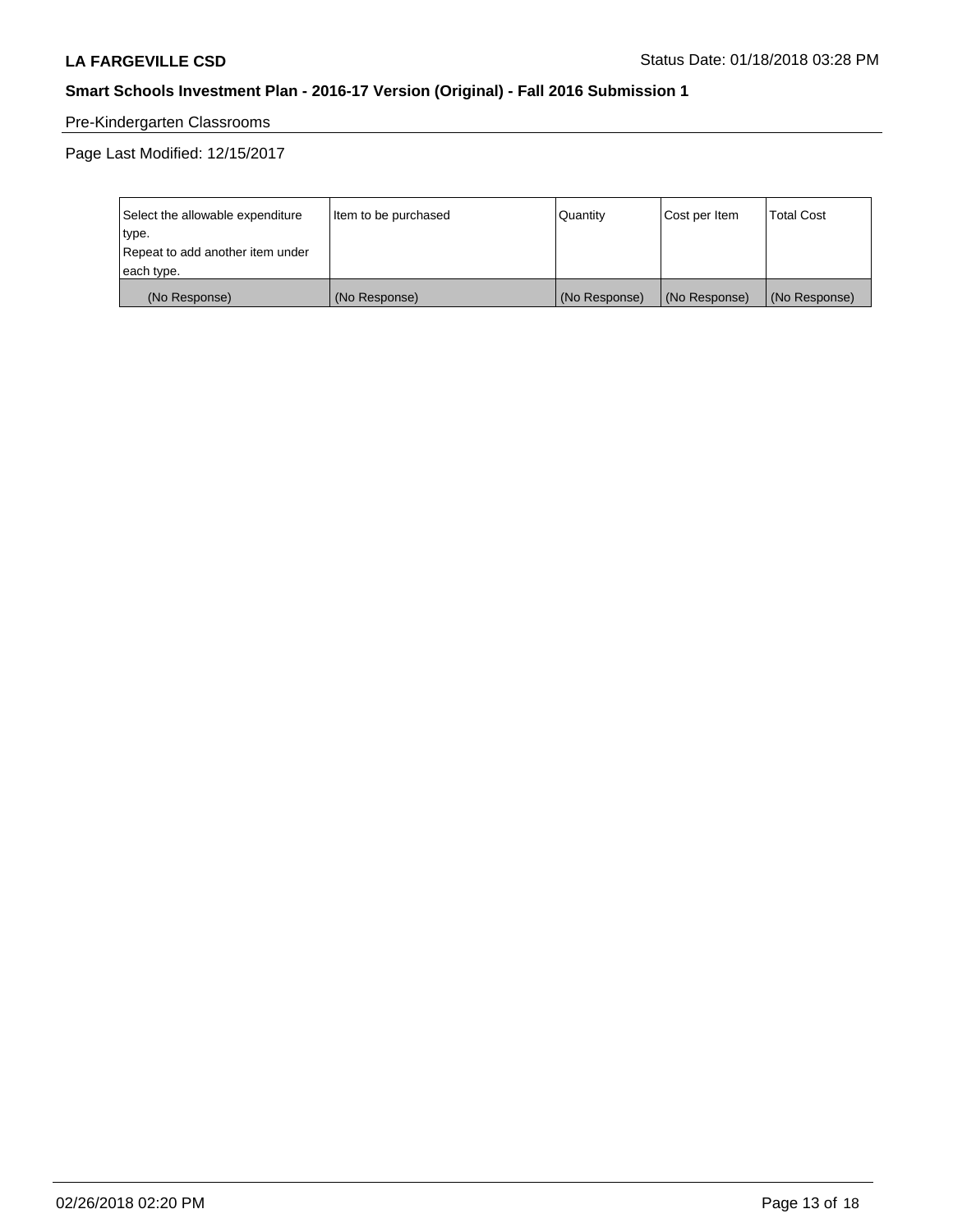Pre-Kindergarten Classrooms

Page Last Modified: 12/15/2017

| Select the allowable expenditure type.<br>Repeat to add another item under each type. | Item to be purchased | Quantity | Cost per Item | Total Cost |
|---|---|---|---|---|
| (No Response) | (No Response) | (No Response) | (No Response) | (No Response) |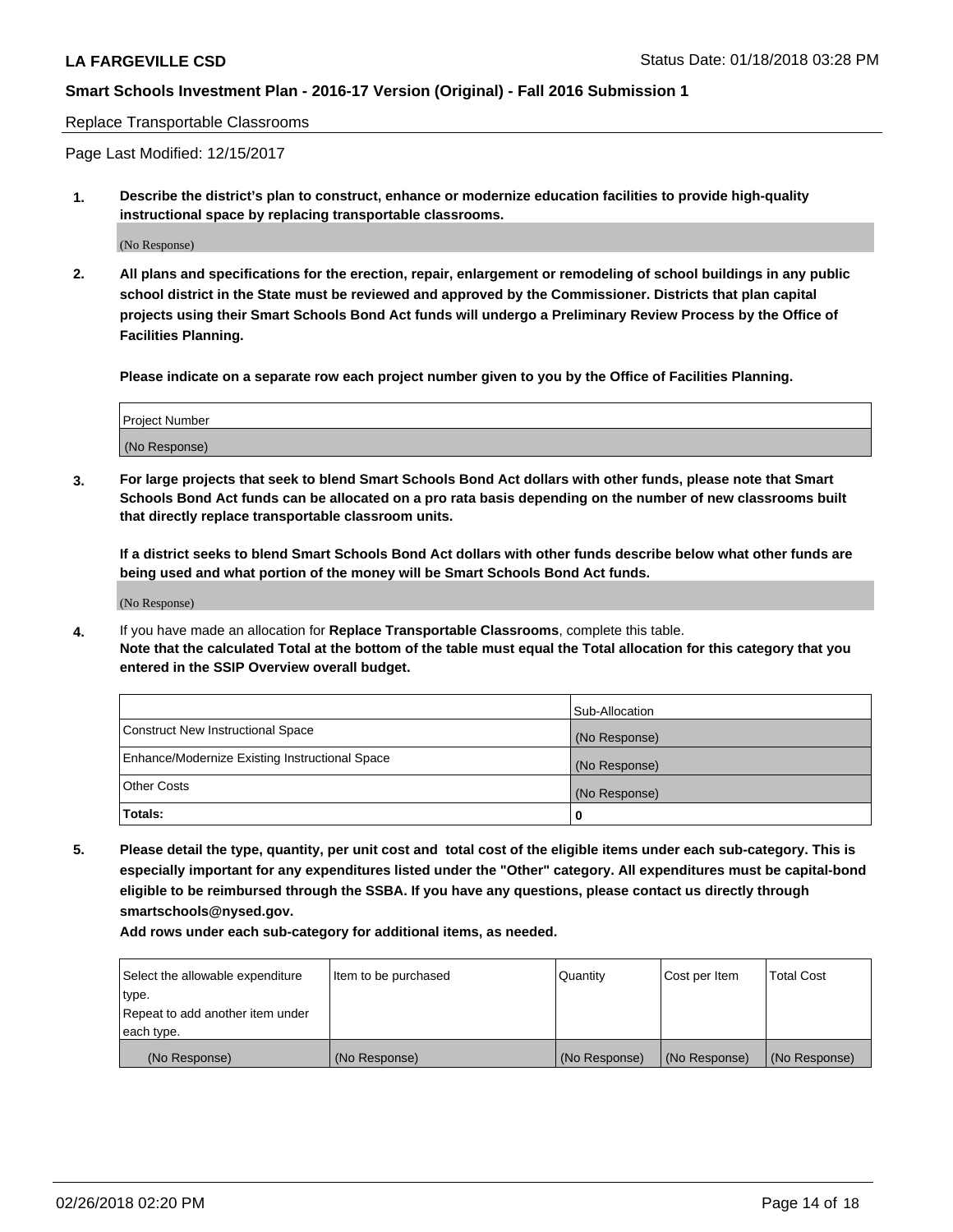Replace Transportable Classrooms

Page Last Modified: 12/15/2017

1. **Describe the district's plan to construct, enhance or modernize education facilities to provide high-quality instructional space by replacing transportable classrooms.**

(No Response)

2. **All plans and specifications for the erection, repair, enlargement or remodeling of school buildings in any public school district in the State must be reviewed and approved by the Commissioner. Districts that plan capital projects using their Smart Schools Bond Act funds will undergo a Preliminary Review Process by the Office of Facilities Planning.**

**Please indicate on a separate row each project number given to you by the Office of Facilities Planning.**

| Project Number |
|---|
| (No Response) |

3. **For large projects that seek to blend Smart Schools Bond Act dollars with other funds, please note that Smart Schools Bond Act funds can be allocated on a pro rata basis depending on the number of new classrooms built that directly replace transportable classroom units.**

**If a district seeks to blend Smart Schools Bond Act dollars with other funds describe below what other funds are being used and what portion of the money will be Smart Schools Bond Act funds.**

(No Response)

4. If you have made an allocation for **Replace Transportable Classrooms**, complete this table. **Note that the calculated Total at the bottom of the table must equal the Total allocation for this category that you entered in the SSIP Overview overall budget.**

| | Sub-Allocation |
|---|---|
| Construct New Instructional Space | (No Response) |
| Enhance/Modernize Existing Instructional Space | (No Response) |
| Other Costs | (No Response) |
| **Totals:** | **0** |

5. **Please detail the type, quantity, per unit cost and total cost of the eligible items under each sub-category. This is especially important for any expenditures listed under the "Other" category. All expenditures must be capital-bond eligible to be reimbursed through the SSBA. If you have any questions, please contact us directly through smartschools@nysed.gov.**

**Add rows under each sub-category for additional items, as needed.**

| Select the allowable expenditure type. Repeat to add another item under each type. | Item to be purchased | Quantity | Cost per Item | Total Cost |
|---|---|---|---|---|
| (No Response) | (No Response) | (No Response) | (No Response) | (No Response) |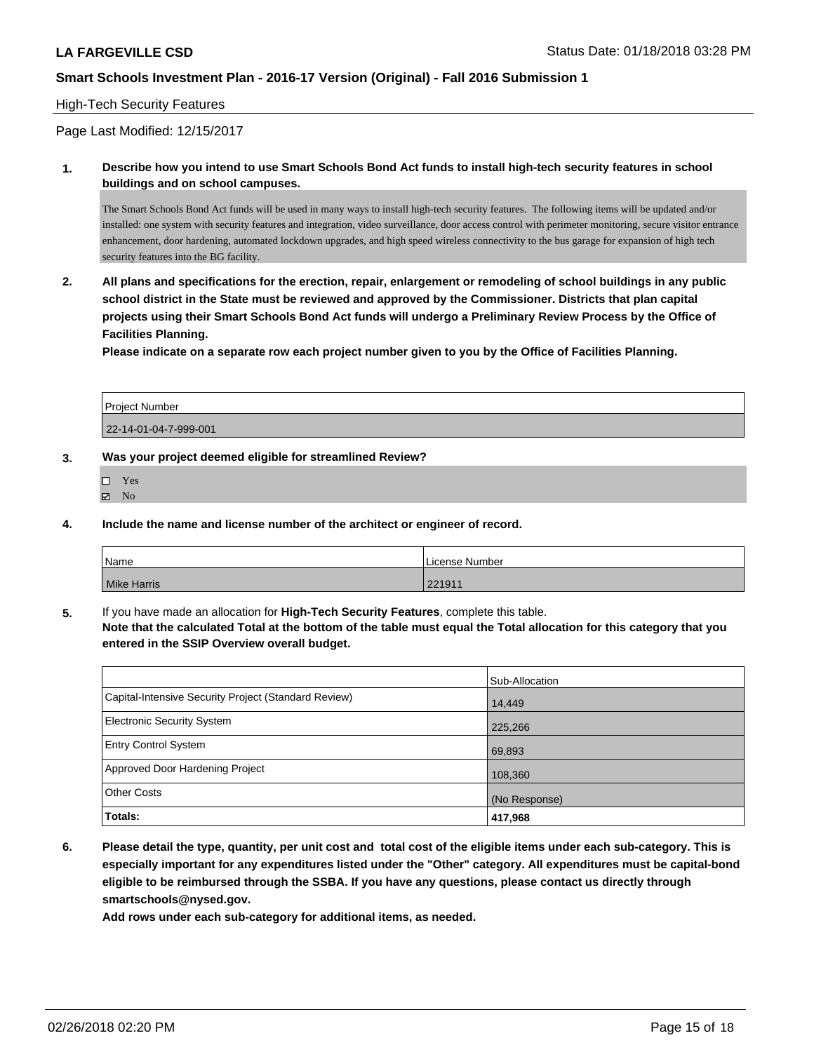High-Tech Security Features

Page Last Modified: 12/15/2017

**1. Describe how you intend to use Smart Schools Bond Act funds to install high-tech security features in school buildings and on school campuses.**

The Smart Schools Bond Act funds will be used in many ways to install high-tech security features. The following items will be updated and/or installed: one system with security features and integration, video surveillance, door access control with perimeter monitoring, secure visitor entrance enhancement, door hardening, automated lockdown upgrades, and high speed wireless connectivity to the bus garage for expansion of high tech security features into the BG facility.

**2. All plans and specifications for the erection, repair, enlargement or remodeling of school buildings in any public school district in the State must be reviewed and approved by the Commissioner. Districts that plan capital projects using their Smart Schools Bond Act funds will undergo a Preliminary Review Process by the Office of Facilities Planning.**

**Please indicate on a separate row each project number given to you by the Office of Facilities Planning.**

| Project Number |
| --- |
| 22-14-01-04-7-999-001 |

**3. Was your project deemed eligible for streamlined Review?**

- ☐ Yes
- ☑ No

**4. Include the name and license number of the architect or engineer of record.**

| Name | License Number |
| --- | --- |
| Mike Harris | 221911 |

**5.** If you have made an allocation for **High-Tech Security Features**, complete this table.
**Note that the calculated Total at the bottom of the table must equal the Total allocation for this category that you entered in the SSIP Overview overall budget.**

| | Sub-Allocation |
| --- | --- |
| Capital-Intensive Security Project (Standard Review) | 14,449 |
| Electronic Security System | 225,266 |
| Entry Control System | 69,893 |
| Approved Door Hardening Project | 108,360 |
| Other Costs | (No Response) |
| **Totals:** | **417,968** |

**6. Please detail the type, quantity, per unit cost and total cost of the eligible items under each sub-category. This is especially important for any expenditures listed under the "Other" category. All expenditures must be capital-bond eligible to be reimbursed through the SSBA. If you have any questions, please contact us directly through smartschools@nysed.gov.**

**Add rows under each sub-category for additional items, as needed.**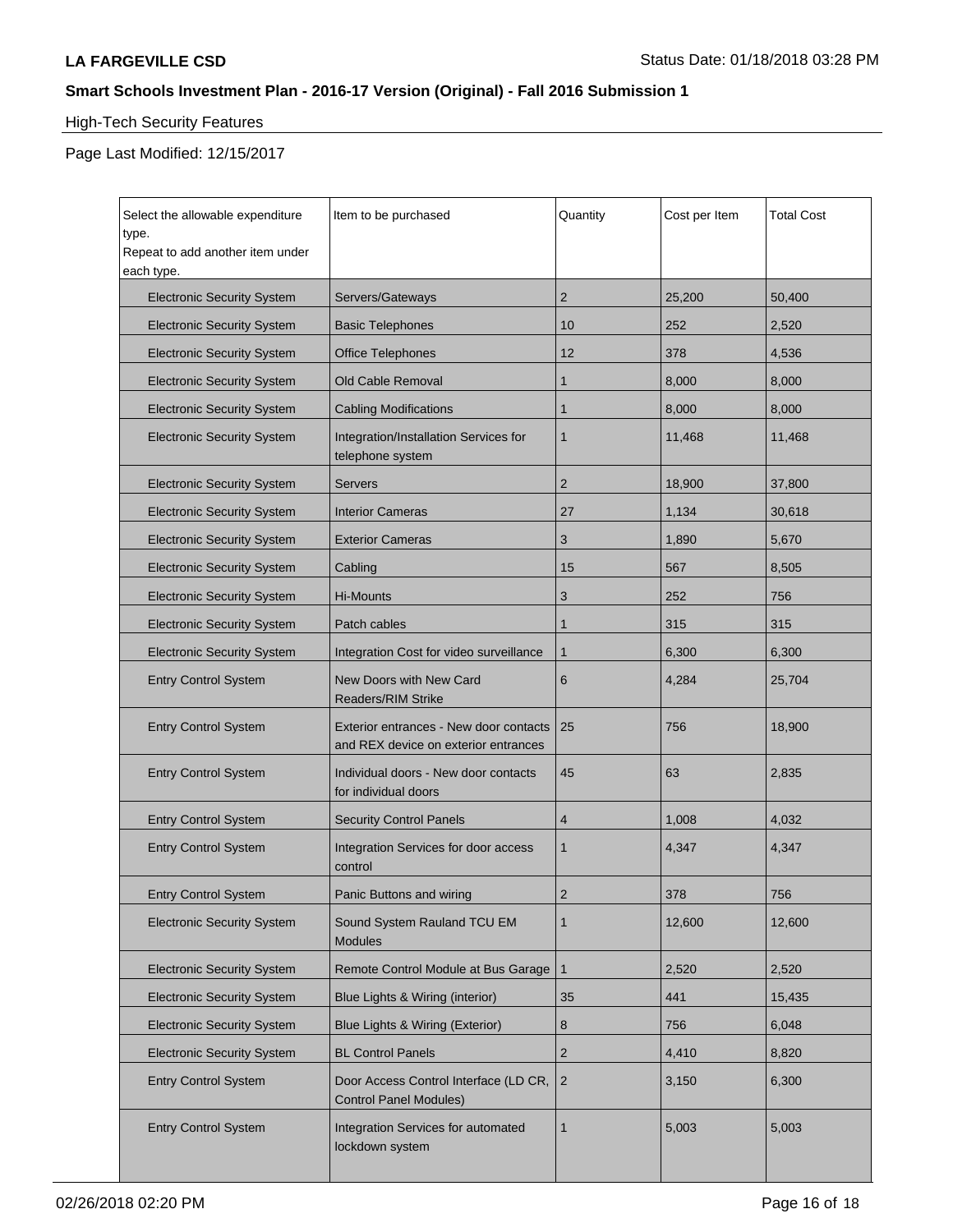## High-Tech Security Features

Page Last Modified: 12/15/2017

| Select the allowable expenditure type. Repeat to add another item under each type. | Item to be purchased | Quantity | Cost per Item | Total Cost |
|---|---|---|---|---|
| Electronic Security System | Servers/Gateways | 2 | 25,200 | 50,400 |
| Electronic Security System | Basic Telephones | 10 | 252 | 2,520 |
| Electronic Security System | Office Telephones | 12 | 378 | 4,536 |
| Electronic Security System | Old Cable Removal | 1 | 8,000 | 8,000 |
| Electronic Security System | Cabling Modifications | 1 | 8,000 | 8,000 |
| Electronic Security System | Integration/Installation Services for telephone system | 1 | 11,468 | 11,468 |
| Electronic Security System | Servers | 2 | 18,900 | 37,800 |
| Electronic Security System | Interior Cameras | 27 | 1,134 | 30,618 |
| Electronic Security System | Exterior Cameras | 3 | 1,890 | 5,670 |
| Electronic Security System | Cabling | 15 | 567 | 8,505 |
| Electronic Security System | Hi-Mounts | 3 | 252 | 756 |
| Electronic Security System | Patch cables | 1 | 315 | 315 |
| Electronic Security System | Integration Cost for video surveillance | 1 | 6,300 | 6,300 |
| Entry Control System | New Doors with New Card Readers/RIM Strike | 6 | 4,284 | 25,704 |
| Entry Control System | Exterior entrances - New door contacts and REX device on exterior entrances | 25 | 756 | 18,900 |
| Entry Control System | Individual doors - New door contacts for individual doors | 45 | 63 | 2,835 |
| Entry Control System | Security Control Panels | 4 | 1,008 | 4,032 |
| Entry Control System | Integration Services for door access control | 1 | 4,347 | 4,347 |
| Entry Control System | Panic Buttons and wiring | 2 | 378 | 756 |
| Electronic Security System | Sound System Rauland TCU EM Modules | 1 | 12,600 | 12,600 |
| Electronic Security System | Remote Control Module at Bus Garage | 1 | 2,520 | 2,520 |
| Electronic Security System | Blue Lights & Wiring (interior) | 35 | 441 | 15,435 |
| Electronic Security System | Blue Lights & Wiring (Exterior) | 8 | 756 | 6,048 |
| Electronic Security System | BL Control Panels | 2 | 4,410 | 8,820 |
| Entry Control System | Door Access Control Interface (LD CR, Control Panel Modules) | 2 | 3,150 | 6,300 |
| Entry Control System | Integration Services for automated lockdown system | 1 | 5,003 | 5,003 |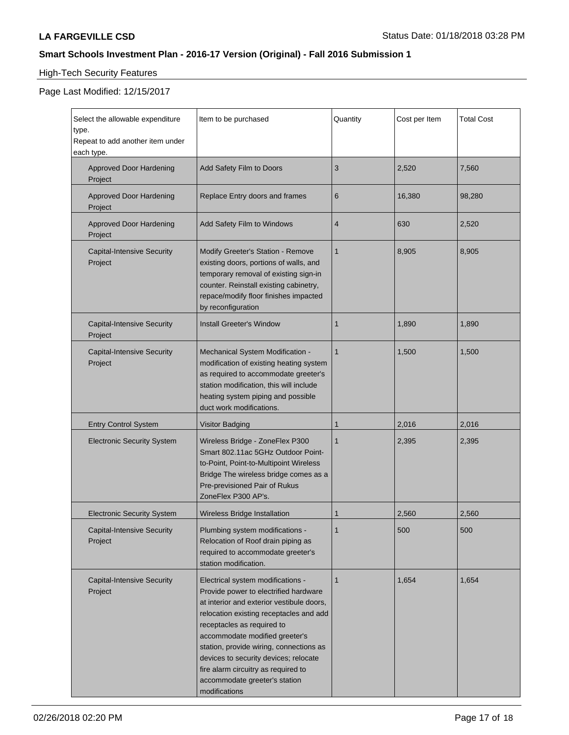**LA FARGEVILLE CSD**

Status Date: 01/18/2018 03:28 PM

## Smart Schools Investment Plan - 2016-17 Version (Original) - Fall 2016 Submission 1

### High-Tech Security Features

Page Last Modified: 12/15/2017

| Select the allowable expenditure type. Repeat to add another item under each type. | Item to be purchased | Quantity | Cost per Item | Total Cost |
|---|---|---|---|---|
| Approved Door Hardening Project | Add Safety Film to Doors | 3 | 2,520 | 7,560 |
| Approved Door Hardening Project | Replace Entry doors and frames | 6 | 16,380 | 98,280 |
| Approved Door Hardening Project | Add Safety Film to Windows | 4 | 630 | 2,520 |
| Capital-Intensive Security Project | Modify Greeter's Station - Remove existing doors, portions of walls, and temporary removal of existing sign-in counter. Reinstall existing cabinetry, repace/modify floor finishes impacted by reconfiguration | 1 | 8,905 | 8,905 |
| Capital-Intensive Security Project | Install Greeter's Window | 1 | 1,890 | 1,890 |
| Capital-Intensive Security Project | Mechanical System Modification - modification of existing heating system as required to accommodate greeter's station modification, this will include heating system piping and possible duct work modifications. | 1 | 1,500 | 1,500 |
| Entry Control System | Visitor Badging | 1 | 2,016 | 2,016 |
| Electronic Security System | Wireless Bridge - ZoneFlex P300 Smart 802.11ac 5GHz Outdoor Point-to-Point, Point-to-Multipoint Wireless Bridge The wireless bridge comes as a Pre-previsioned Pair of Rukus ZoneFlex P300 AP's. | 1 | 2,395 | 2,395 |
| Electronic Security System | Wireless Bridge Installation | 1 | 2,560 | 2,560 |
| Capital-Intensive Security Project | Plumbing system modifications - Relocation of Roof drain piping as required to accommodate greeter's station modification. | 1 | 500 | 500 |
| Capital-Intensive Security Project | Electrical system modifications - Provide power to electrified hardware at interior and exterior vestibule doors, relocation existing receptacles and add receptacles as required to accommodate modified greeter's station, provide wiring, connections as devices to security devices; relocate fire alarm circuitry as required to accommodate greeter's station modifications | 1 | 1,654 | 1,654 |